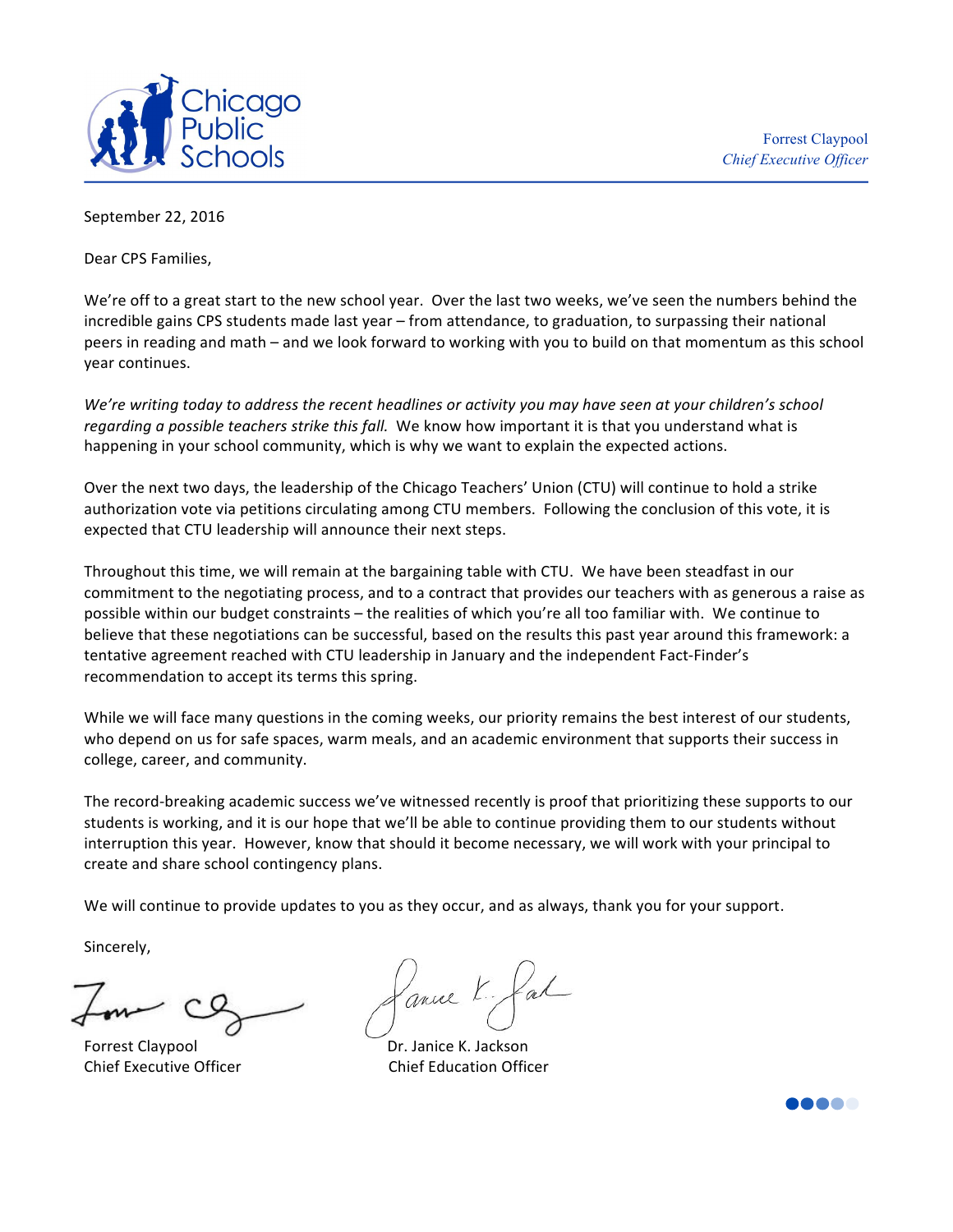Chicago Public Schools

Forrest Claypool
*Chief Executive Officer*

September 22, 2016

Dear CPS Families,

We're off to a great start to the new school year. Over the last two weeks, we've seen the numbers behind the incredible gains CPS students made last year – from attendance, to graduation, to surpassing their national peers in reading and math – and we look forward to working with you to build on that momentum as this school year continues.

*We're writing today to address the recent headlines or activity you may have seen at your children's school regarding a possible teachers strike this fall.* We know how important it is that you understand what is happening in your school community, which is why we want to explain the expected actions.

Over the next two days, the leadership of the Chicago Teachers' Union (CTU) will continue to hold a strike authorization vote via petitions circulating among CTU members. Following the conclusion of this vote, it is expected that CTU leadership will announce their next steps.

Throughout this time, we will remain at the bargaining table with CTU. We have been steadfast in our commitment to the negotiating process, and to a contract that provides our teachers with as generous a raise as possible within our budget constraints – the realities of which you're all too familiar with. We continue to believe that these negotiations can be successful, based on the results this past year around this framework: a tentative agreement reached with CTU leadership in January and the independent Fact-Finder's recommendation to accept its terms this spring.

While we will face many questions in the coming weeks, our priority remains the best interest of our students, who depend on us for safe spaces, warm meals, and an academic environment that supports their success in college, career, and community.

The record-breaking academic success we've witnessed recently is proof that prioritizing these supports to our students is working, and it is our hope that we'll be able to continue providing them to our students without interruption this year. However, know that should it become necessary, we will work with your principal to create and share school contingency plans.

We will continue to provide updates to you as they occur, and as always, thank you for your support.

Sincerely,

Forrest Claypool
Chief Executive Officer

Dr. Janice K. Jackson
Chief Education Officer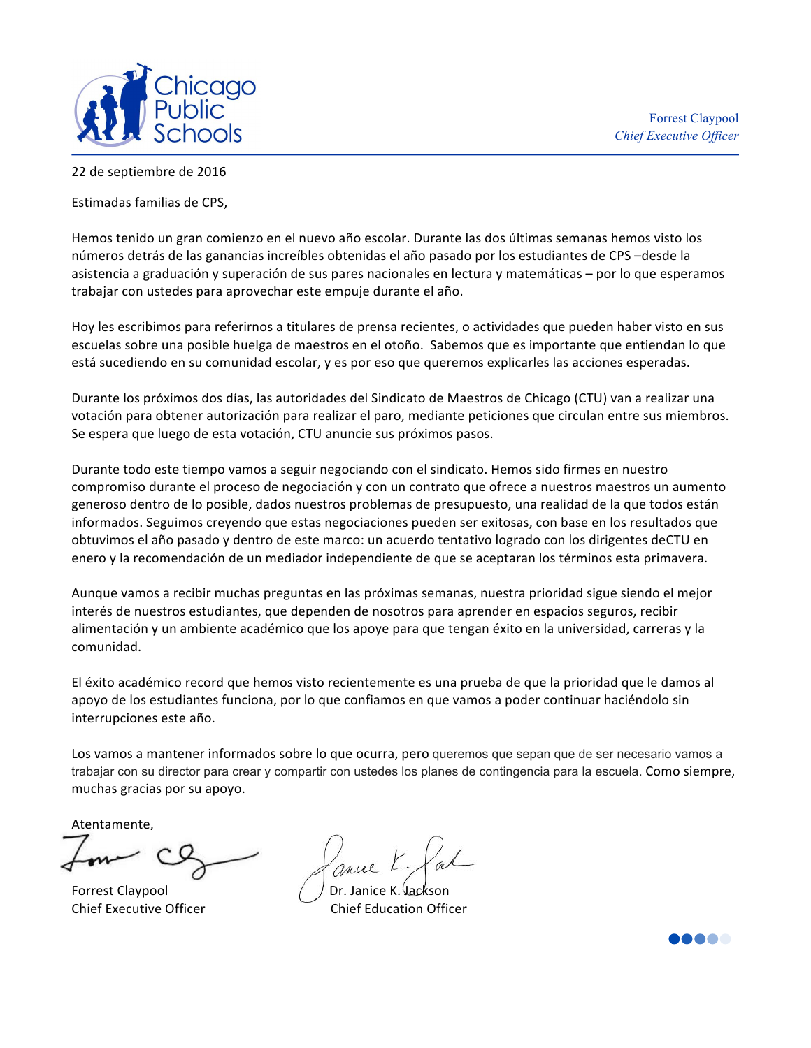Forrest Claypool
*Chief Executive Officer*

22 de septiembre de 2016

Estimadas familias de CPS,

Hemos tenido un gran comienzo en el nuevo año escolar. Durante las dos últimas semanas hemos visto los números detrás de las ganancias increíbles obtenidas el año pasado por los estudiantes de CPS –desde la asistencia a graduación y superación de sus pares nacionales en lectura y matemáticas – por lo que esperamos trabajar con ustedes para aprovechar este empuje durante el año.

Hoy les escribimos para referirnos a titulares de prensa recientes, o actividades que pueden haber visto en sus escuelas sobre una posible huelga de maestros en el otoño. Sabemos que es importante que entiendan lo que está sucediendo en su comunidad escolar, y es por eso que queremos explicarles las acciones esperadas.

Durante los próximos dos días, las autoridades del Sindicato de Maestros de Chicago (CTU) van a realizar una votación para obtener autorización para realizar el paro, mediante peticiones que circulan entre sus miembros. Se espera que luego de esta votación, CTU anuncie sus próximos pasos.

Durante todo este tiempo vamos a seguir negociando con el sindicato. Hemos sido firmes en nuestro compromiso durante el proceso de negociación y con un contrato que ofrece a nuestros maestros un aumento generoso dentro de lo posible, dados nuestros problemas de presupuesto, una realidad de la que todos están informados. Seguimos creyendo que estas negociaciones pueden ser exitosas, con base en los resultados que obtuvimos el año pasado y dentro de este marco: un acuerdo tentativo logrado con los dirigentes deCTU en enero y la recomendación de un mediador independiente de que se aceptaran los términos esta primavera.

Aunque vamos a recibir muchas preguntas en las próximas semanas, nuestra prioridad sigue siendo el mejor interés de nuestros estudiantes, que dependen de nosotros para aprender en espacios seguros, recibir alimentación y un ambiente académico que los apoye para que tengan éxito en la universidad, carreras y la comunidad.

El éxito académico record que hemos visto recientemente es una prueba de que la prioridad que le damos al apoyo de los estudiantes funciona, por lo que confiamos en que vamos a poder continuar haciéndolo sin interrupciones este año.

Los vamos a mantener informados sobre lo que ocurra, pero queremos que sepan que de ser necesario vamos a trabajar con su director para crear y compartir con ustedes los planes de contingencia para la escuela. Como siempre, muchas gracias por su apoyo.

Atentamente,

Forrest Claypool
Chief Executive Officer

Dr. Janice K. Jackson
Chief Education Officer